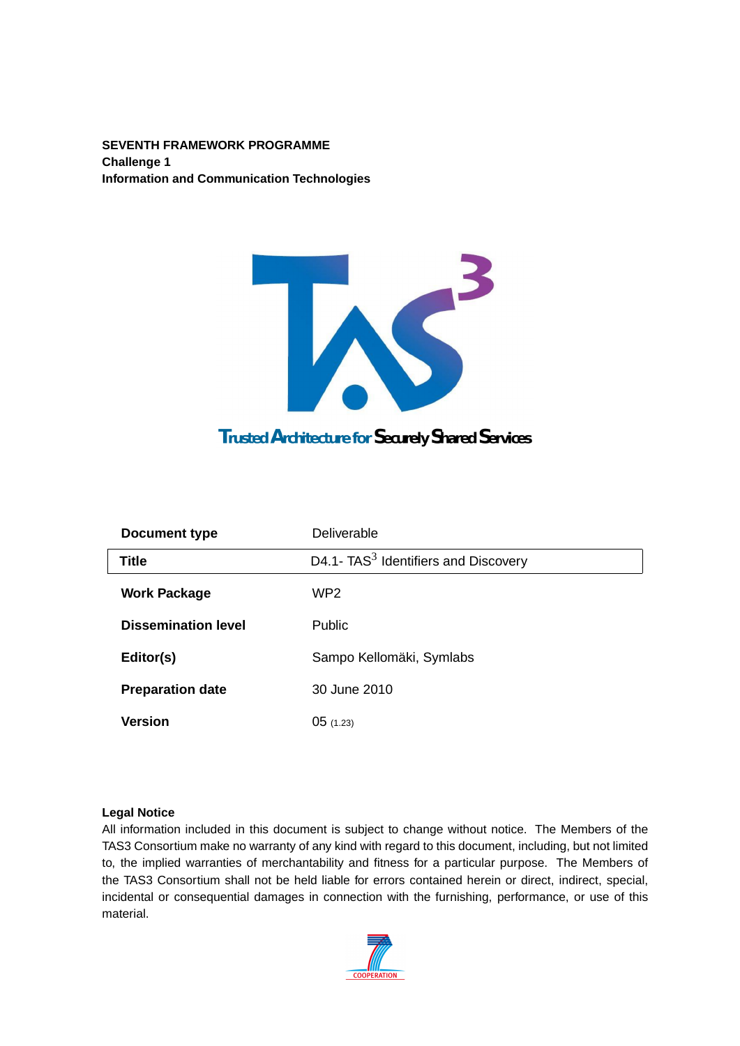**SEVENTH FRAMEWORK PROGRAMME**
**Challenge 1**
**Information and Communication Technologies**

Trusted Architecture for Securely Shared Services

| | |
|---|---|
| **Document type** | Deliverable |
| **Title** | D4.1- TAS$^3$ Identifiers and Discovery |
| **Work Package** | WP2 |
| **Dissemination level** | Public |
| **Editor(s)** | Sampo Kellomäki, Symlabs |
| **Preparation date** | 30 June 2010 |
| **Version** | 05 (1.23) |

**Legal Notice**
All information included in this document is subject to change without notice. The Members of the TAS3 Consortium make no warranty of any kind with regard to this document, including, but not limited to, the implied warranties of merchantability and fitness for a particular purpose. The Members of the TAS3 Consortium shall not be held liable for errors contained herein or direct, indirect, special, incidental or consequential damages in connection with the furnishing, performance, or use of this material.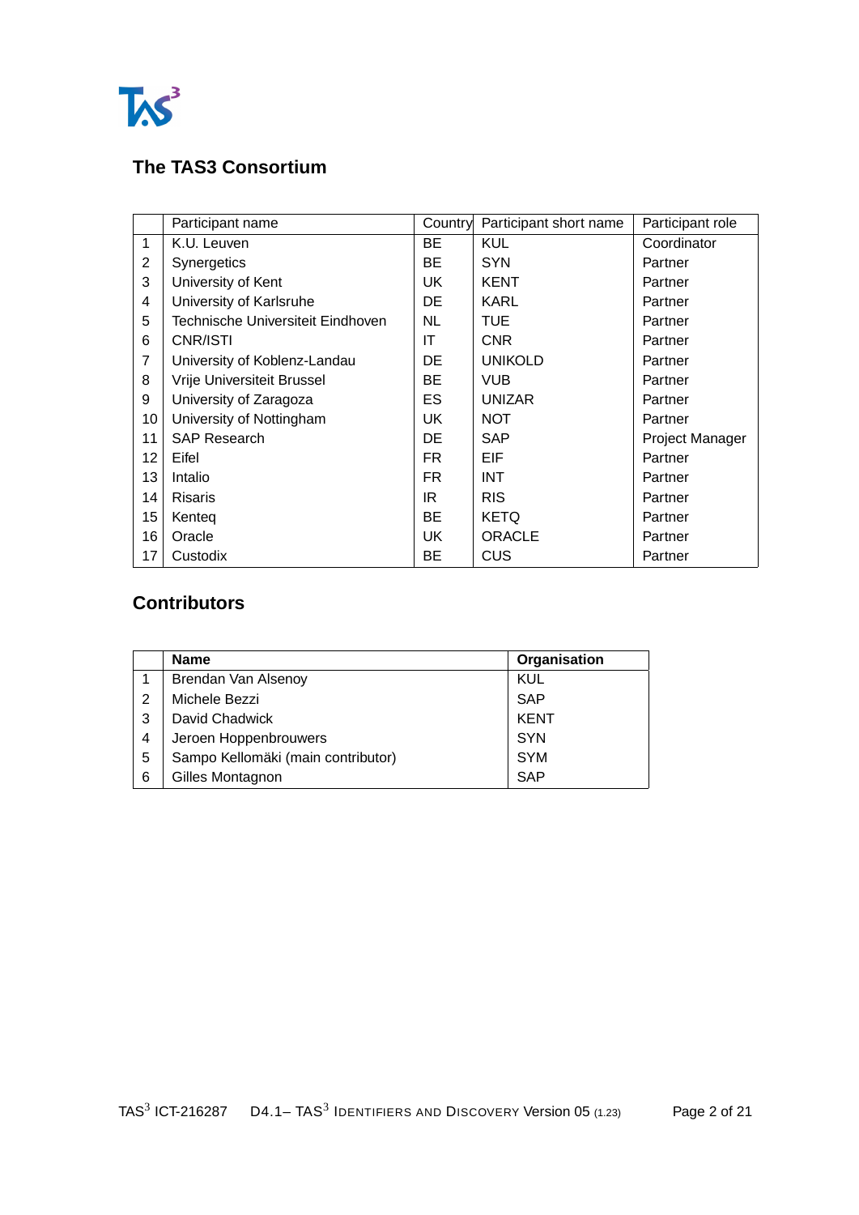## The TAS3 Consortium

| | Participant name | Country | Participant short name | Participant role |
|---|---|---|---|---|
| 1 | K.U. Leuven | BE | KUL | Coordinator |
| 2 | Synergetics | BE | SYN | Partner |
| 3 | University of Kent | UK | KENT | Partner |
| 4 | University of Karlsruhe | DE | KARL | Partner |
| 5 | Technische Universiteit Eindhoven | NL | TUE | Partner |
| 6 | CNR/ISTI | IT | CNR | Partner |
| 7 | University of Koblenz-Landau | DE | UNIKOLD | Partner |
| 8 | Vrije Universiteit Brussel | BE | VUB | Partner |
| 9 | University of Zaragoza | ES | UNIZAR | Partner |
| 10 | University of Nottingham | UK | NOT | Partner |
| 11 | SAP Research | DE | SAP | Project Manager |
| 12 | Eifel | FR | EIF | Partner |
| 13 | Intalio | FR | INT | Partner |
| 14 | Risaris | IR | RIS | Partner |
| 15 | Kenteq | BE | KETQ | Partner |
| 16 | Oracle | UK | ORACLE | Partner |
| 17 | Custodix | BE | CUS | Partner |

## Contributors

| | **Name** | **Organisation** |
|---|---|---|
| 1 | Brendan Van Alsenoy | KUL |
| 2 | Michele Bezzi | SAP |
| 3 | David Chadwick | KENT |
| 4 | Jeroen Hoppenbrouwers | SYN |
| 5 | Sampo Kellomäki (main contributor) | SYM |
| 6 | Gilles Montagnon | SAP |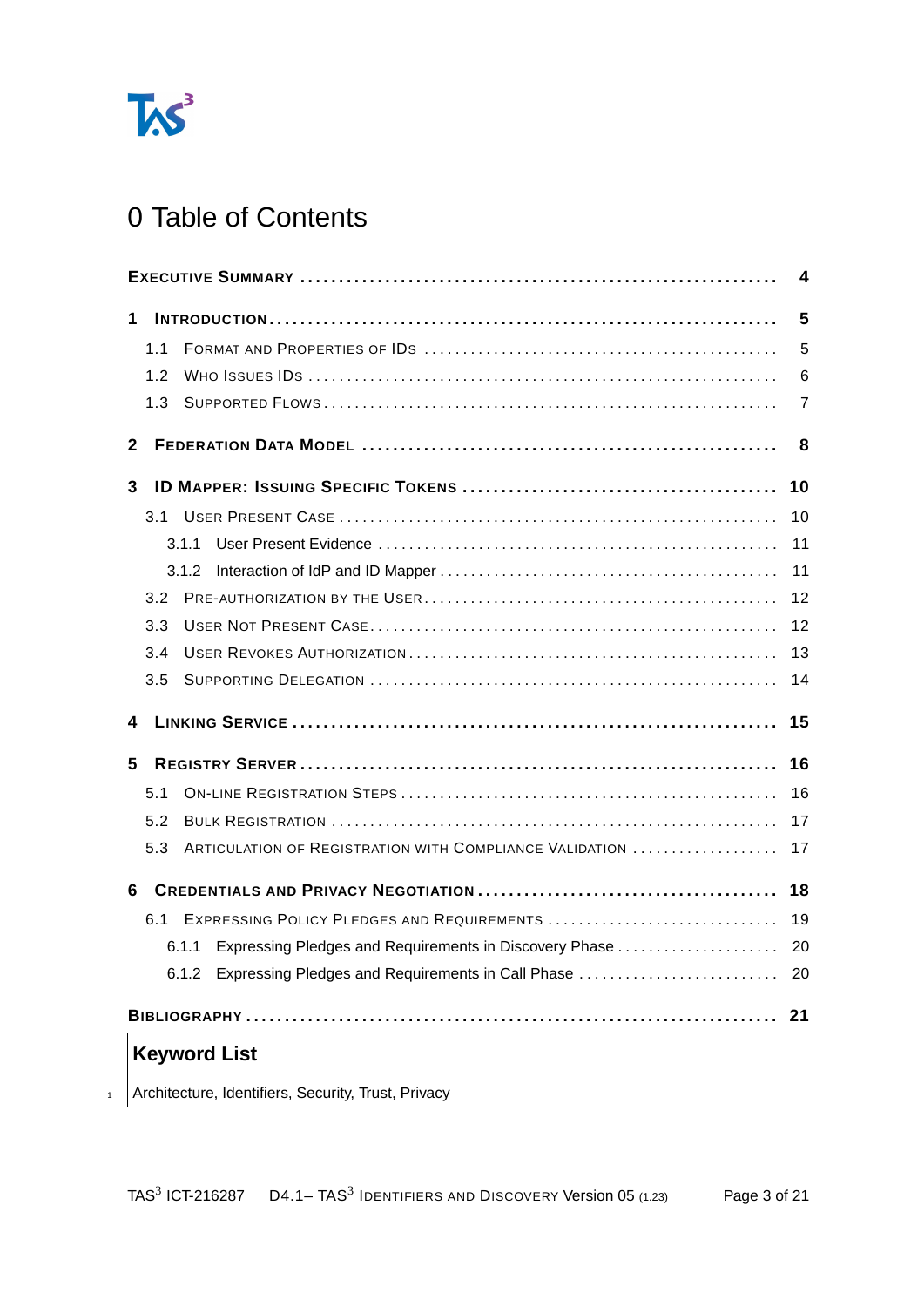# 0 Table of Contents

- **Executive Summary** — 4
- **1 Introduction** — 5
  - 1.1 Format and Properties of IDs — 5
  - 1.2 Who Issues IDs — 6
  - 1.3 Supported Flows — 7
- **2 Federation Data Model** — 8
- **3 ID Mapper: Issuing Specific Tokens** — 10
  - 3.1 User Present Case — 10
    - 3.1.1 User Present Evidence — 11
    - 3.1.2 Interaction of IdP and ID Mapper — 11
  - 3.2 Pre-authorization by the User — 12
  - 3.3 User Not Present Case — 12
  - 3.4 User Revokes Authorization — 13
  - 3.5 Supporting Delegation — 14
- **4 Linking Service** — 15
- **5 Registry Server** — 16
  - 5.1 On-line Registration Steps — 16
  - 5.2 Bulk Registration — 17
  - 5.3 Articulation of Registration with Compliance Validation — 17
- **6 Credentials and Privacy Negotiation** — 18
  - 6.1 Expressing Policy Pledges and Requirements — 19
    - 6.1.1 Expressing Pledges and Requirements in Discovery Phase — 20
    - 6.1.2 Expressing Pledges and Requirements in Call Phase — 20
- **Bibliography** — 21

**Keyword List**

Architecture, Identifiers, Security, Trust, Privacy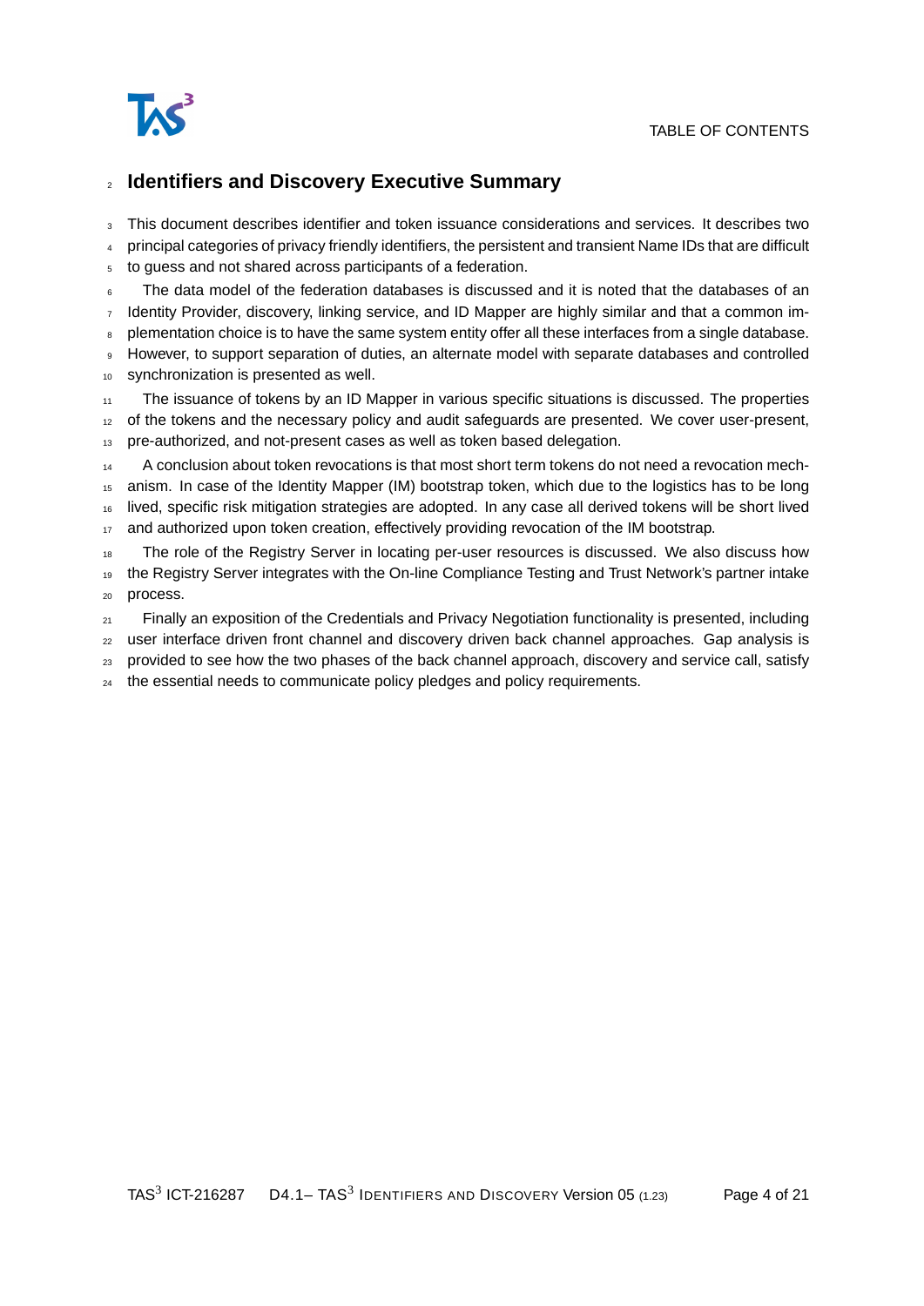# Identifiers and Discovery Executive Summary

This document describes identifier and token issuance considerations and services. It describes two principal categories of privacy friendly identifiers, the persistent and transient Name IDs that are difficult to guess and not shared across participants of a federation.

The data model of the federation databases is discussed and it is noted that the databases of an Identity Provider, discovery, linking service, and ID Mapper are highly similar and that a common implementation choice is to have the same system entity offer all these interfaces from a single database. However, to support separation of duties, an alternate model with separate databases and controlled synchronization is presented as well.

The issuance of tokens by an ID Mapper in various specific situations is discussed. The properties of the tokens and the necessary policy and audit safeguards are presented. We cover user-present, pre-authorized, and not-present cases as well as token based delegation.

A conclusion about token revocations is that most short term tokens do not need a revocation mechanism. In case of the Identity Mapper (IM) bootstrap token, which due to the logistics has to be long lived, specific risk mitigation strategies are adopted. In any case all derived tokens will be short lived and authorized upon token creation, effectively providing revocation of the IM bootstrap.

The role of the Registry Server in locating per-user resources is discussed. We also discuss how the Registry Server integrates with the On-line Compliance Testing and Trust Network's partner intake process.

Finally an exposition of the Credentials and Privacy Negotiation functionality is presented, including user interface driven front channel and discovery driven back channel approaches. Gap analysis is provided to see how the two phases of the back channel approach, discovery and service call, satisfy the essential needs to communicate policy pledges and policy requirements.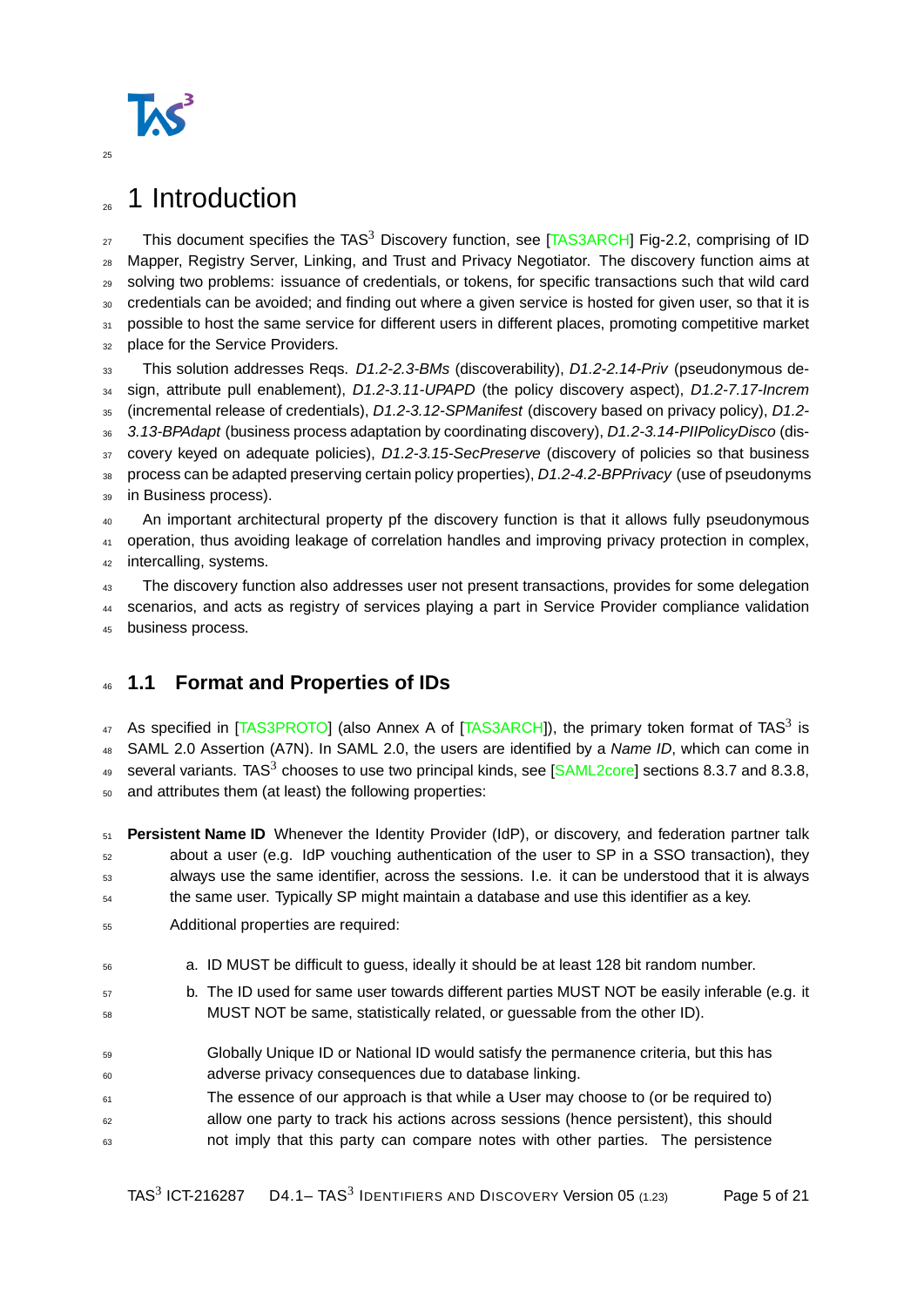# 1 Introduction

This document specifies the TAS$^3$ Discovery function, see [TAS3ARCH] Fig-2.2, comprising of ID Mapper, Registry Server, Linking, and Trust and Privacy Negotiator. The discovery function aims at solving two problems: issuance of credentials, or tokens, for specific transactions such that wild card credentials can be avoided; and finding out where a given service is hosted for given user, so that it is possible to host the same service for different users in different places, promoting competitive market place for the Service Providers.

This solution addresses Reqs. *D1.2-2.3-BMs* (discoverability), *D1.2-2.14-Priv* (pseudonymous design, attribute pull enablement), *D1.2-3.11-UPAPD* (the policy discovery aspect), *D1.2-7.17-Increm* (incremental release of credentials), *D1.2-3.12-SPManifest* (discovery based on privacy policy), *D1.2-3.13-BPAdapt* (business process adaptation by coordinating discovery), *D1.2-3.14-PIIPolicyDisco* (discovery keyed on adequate policies), *D1.2-3.15-SecPreserve* (discovery of policies so that business process can be adapted preserving certain policy properties), *D1.2-4.2-BPPrivacy* (use of pseudonyms in Business process).

An important architectural property pf the discovery function is that it allows fully pseudonymous operation, thus avoiding leakage of correlation handles and improving privacy protection in complex, intercalling, systems.

The discovery function also addresses user not present transactions, provides for some delegation scenarios, and acts as registry of services playing a part in Service Provider compliance validation business process.

## 1.1 Format and Properties of IDs

As specified in [TAS3PROTO] (also Annex A of [TAS3ARCH]), the primary token format of TAS$^3$ is SAML 2.0 Assertion (A7N). In SAML 2.0, the users are identified by a *Name ID*, which can come in several variants. TAS$^3$ chooses to use two principal kinds, see [SAML2core] sections 8.3.7 and 8.3.8, and attributes them (at least) the following properties:

**Persistent Name ID** Whenever the Identity Provider (IdP), or discovery, and federation partner talk about a user (e.g. IdP vouching authentication of the user to SP in a SSO transaction), they always use the same identifier, across the sessions. I.e. it can be understood that it is always the same user. Typically SP might maintain a database and use this identifier as a key.

Additional properties are required:

a. ID MUST be difficult to guess, ideally it should be at least 128 bit random number.

b. The ID used for same user towards different parties MUST NOT be easily inferable (e.g. it MUST NOT be same, statistically related, or guessable from the other ID).

Globally Unique ID or National ID would satisfy the permanence criteria, but this has adverse privacy consequences due to database linking.

The essence of our approach is that while a User may choose to (or be required to) allow one party to track his actions across sessions (hence persistent), this should not imply that this party can compare notes with other parties. The persistence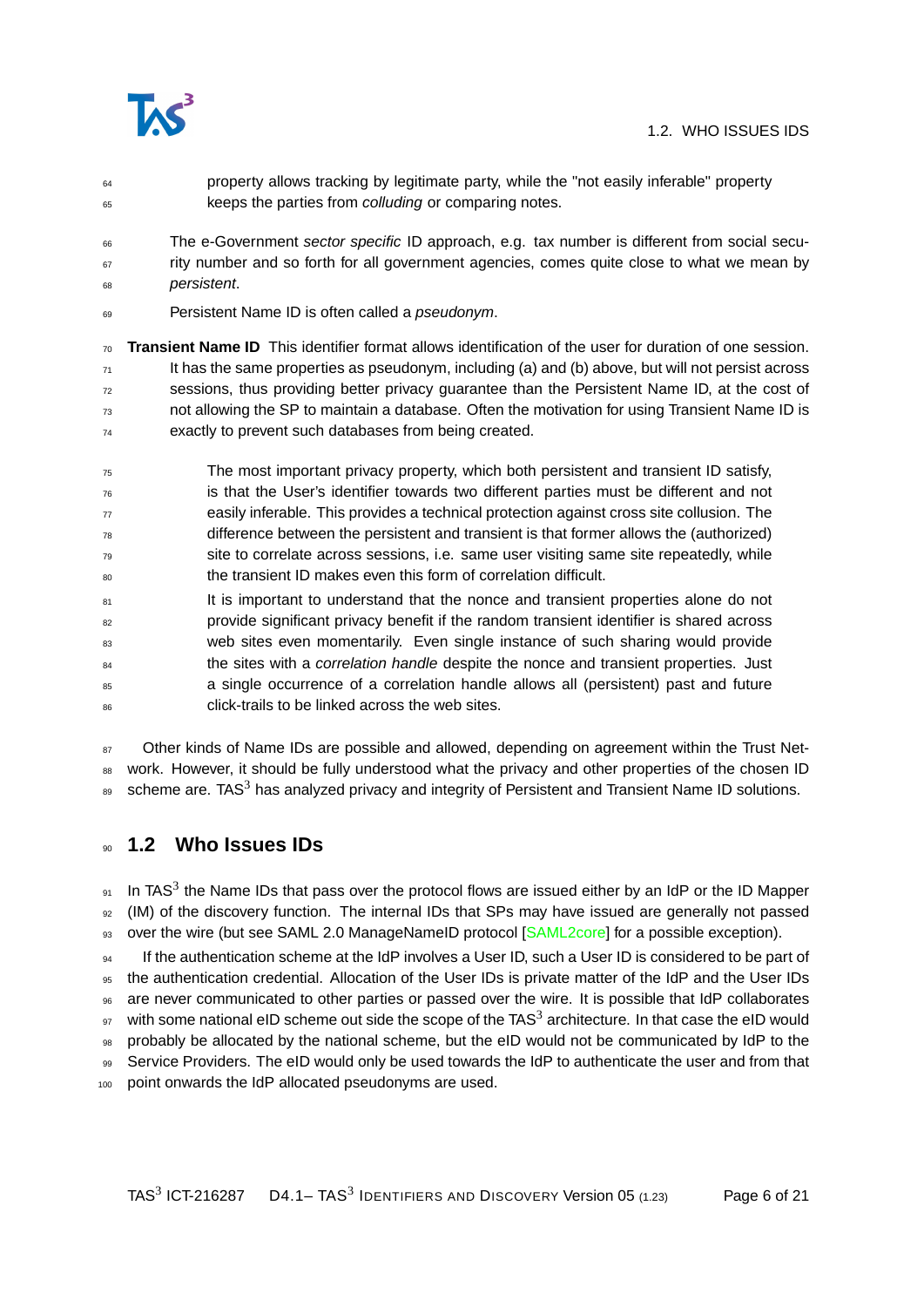property allows tracking by legitimate party, while the "not easily inferable" property keeps the parties from *colluding* or comparing notes.

The e-Government *sector specific* ID approach, e.g. tax number is different from social security number and so forth for all government agencies, comes quite close to what we mean by *persistent*.

Persistent Name ID is often called a *pseudonym*.

**Transient Name ID** This identifier format allows identification of the user for duration of one session. It has the same properties as pseudonym, including (a) and (b) above, but will not persist across sessions, thus providing better privacy guarantee than the Persistent Name ID, at the cost of not allowing the SP to maintain a database. Often the motivation for using Transient Name ID is exactly to prevent such databases from being created.

The most important privacy property, which both persistent and transient ID satisfy, is that the User's identifier towards two different parties must be different and not easily inferable. This provides a technical protection against cross site collusion. The difference between the persistent and transient is that former allows the (authorized) site to correlate across sessions, i.e. same user visiting same site repeatedly, while the transient ID makes even this form of correlation difficult.

It is important to understand that the nonce and transient properties alone do not provide significant privacy benefit if the random transient identifier is shared across web sites even momentarily. Even single instance of such sharing would provide the sites with a *correlation handle* despite the nonce and transient properties. Just a single occurrence of a correlation handle allows all (persistent) past and future click-trails to be linked across the web sites.

Other kinds of Name IDs are possible and allowed, depending on agreement within the Trust Network. However, it should be fully understood what the privacy and other properties of the chosen ID scheme are. TAS$^3$ has analyzed privacy and integrity of Persistent and Transient Name ID solutions.

## 1.2 Who Issues IDs

In TAS$^3$ the Name IDs that pass over the protocol flows are issued either by an IdP or the ID Mapper (IM) of the discovery function. The internal IDs that SPs may have issued are generally not passed over the wire (but see SAML 2.0 ManageNameID protocol [SAML2core] for a possible exception).

If the authentication scheme at the IdP involves a User ID, such a User ID is considered to be part of the authentication credential. Allocation of the User IDs is private matter of the IdP and the User IDs are never communicated to other parties or passed over the wire. It is possible that IdP collaborates with some national eID scheme out side the scope of the TAS$^3$ architecture. In that case the eID would probably be allocated by the national scheme, but the eID would not be communicated by IdP to the Service Providers. The eID would only be used towards the IdP to authenticate the user and from that point onwards the IdP allocated pseudonyms are used.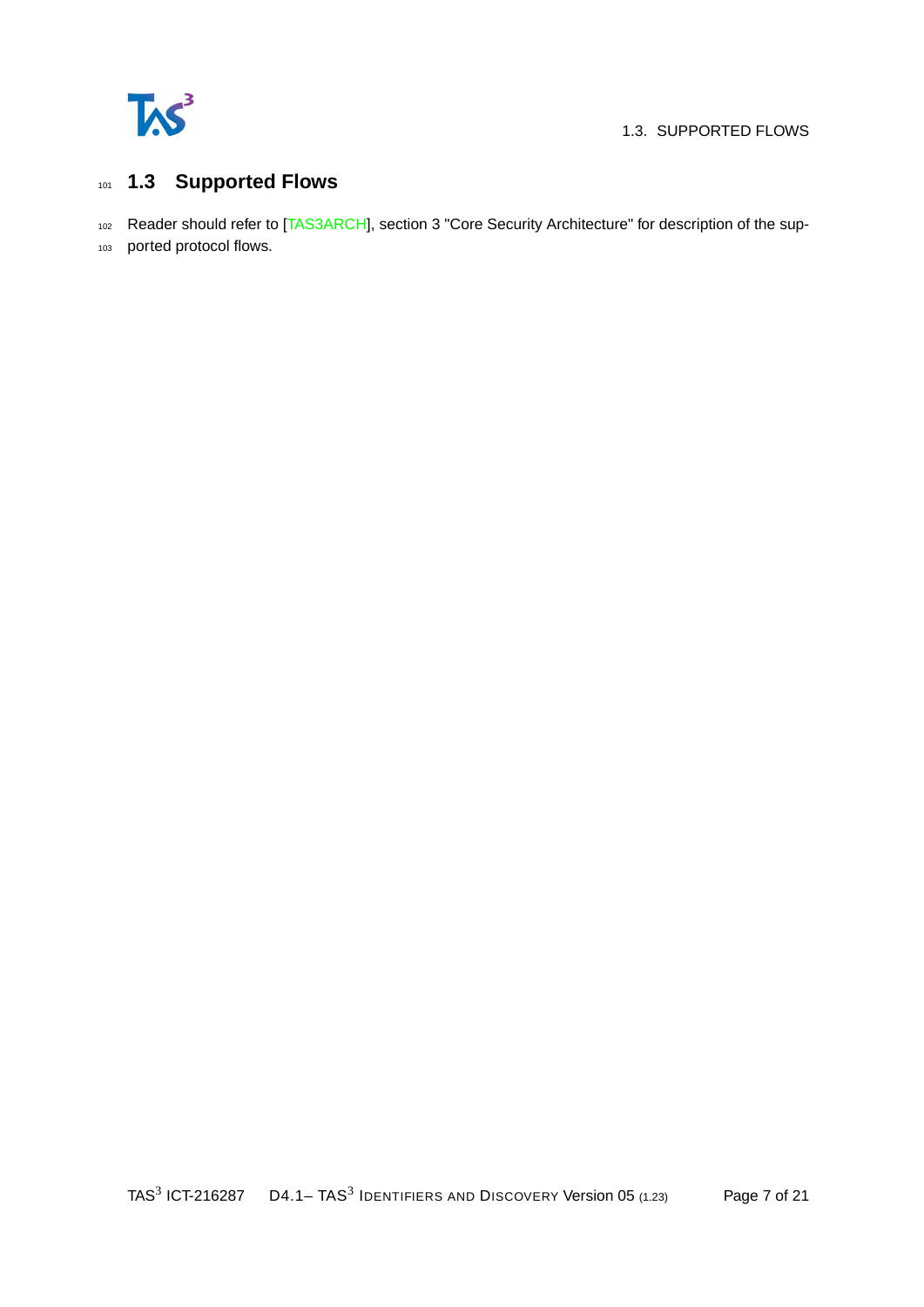## 1.3 Supported Flows

Reader should refer to [TAS3ARCH], section 3 "Core Security Architecture" for description of the supported protocol flows.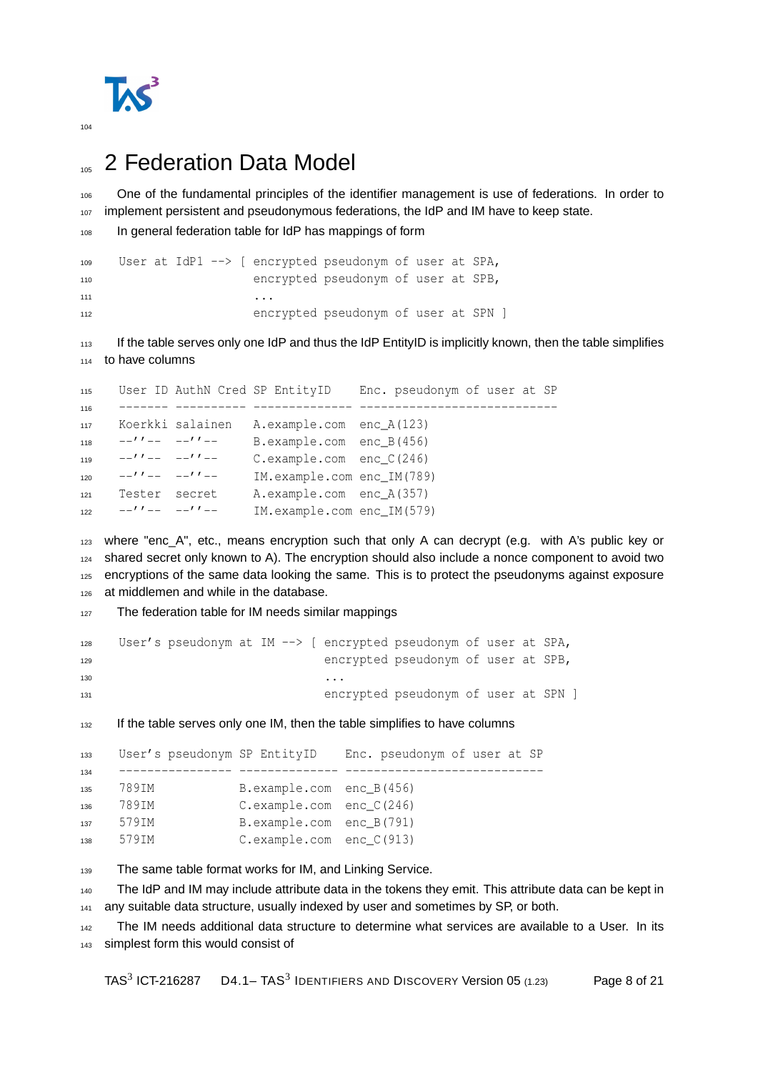## 2 Federation Data Model

One of the fundamental principles of the identifier management is use of federations. In order to implement persistent and pseudonymous federations, the IdP and IM have to keep state.

In general federation table for IdP has mappings of form

```
User at IdP1 --> [ encrypted pseudonym of user at SPA,
                   encrypted pseudonym of user at SPB,
                   ...
                   encrypted pseudonym of user at SPN ]
```

If the table serves only one IdP and thus the IdP EntityID is implicitly known, then the table simplifies to have columns

```
User ID AuthN Cred SP EntityID    Enc. pseudonym of user at SP
------- ---------- -------------- ----------------------------
Koerkki salainen   A.example.com  enc_A(123)
--''--  --''--     B.example.com  enc_B(456)
--''--  --''--     C.example.com  enc_C(246)
--''--  --''--     IM.example.com enc_IM(789)
Tester  secret     A.example.com  enc_A(357)
--''--  --''--     IM.example.com enc_IM(579)
```

where "enc_A", etc., means encryption such that only A can decrypt (e.g. with A's public key or shared secret only known to A). The encryption should also include a nonce component to avoid two encryptions of the same data looking the same. This is to protect the pseudonyms against exposure at middlemen and while in the database.

The federation table for IM needs similar mappings

```
User's pseudonym at IM --> [ encrypted pseudonym of user at SPA,
                             encrypted pseudonym of user at SPB,
                             ...
                             encrypted pseudonym of user at SPN ]
```

If the table serves only one IM, then the table simplifies to have columns

```
User's pseudonym SP EntityID    Enc. pseudonym of user at SP
---------------- -------------- ----------------------------
789IM            B.example.com  enc_B(456)
789IM            C.example.com  enc_C(246)
579IM            B.example.com  enc_B(791)
579IM            C.example.com  enc_C(913)
```

The same table format works for IM, and Linking Service.

The IdP and IM may include attribute data in the tokens they emit. This attribute data can be kept in any suitable data structure, usually indexed by user and sometimes by SP, or both.

The IM needs additional data structure to determine what services are available to a User. In its simplest form this would consist of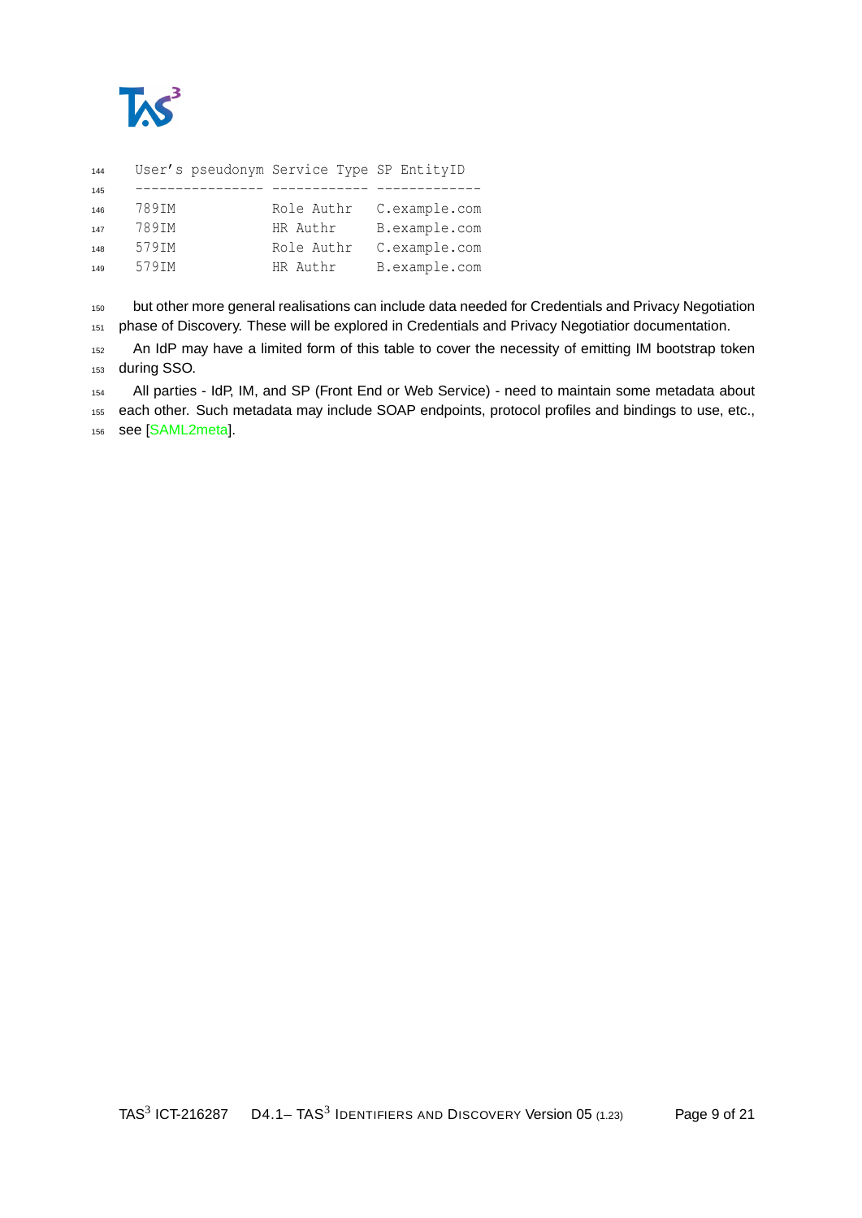```
User's pseudonym Service Type SP EntityID
---------------- ------------ -------------
789IM            Role Authr   C.example.com
789IM            HR Authr     B.example.com
579IM            Role Authr   C.example.com
579IM            HR Authr     B.example.com
```

but other more general realisations can include data needed for Credentials and Privacy Negotiation phase of Discovery. These will be explored in Credentials and Privacy Negotiatior documentation.

An IdP may have a limited form of this table to cover the necessity of emitting IM bootstrap token during SSO.

All parties - IdP, IM, and SP (Front End or Web Service) - need to maintain some metadata about each other. Such metadata may include SOAP endpoints, protocol profiles and bindings to use, etc., see [SAML2meta].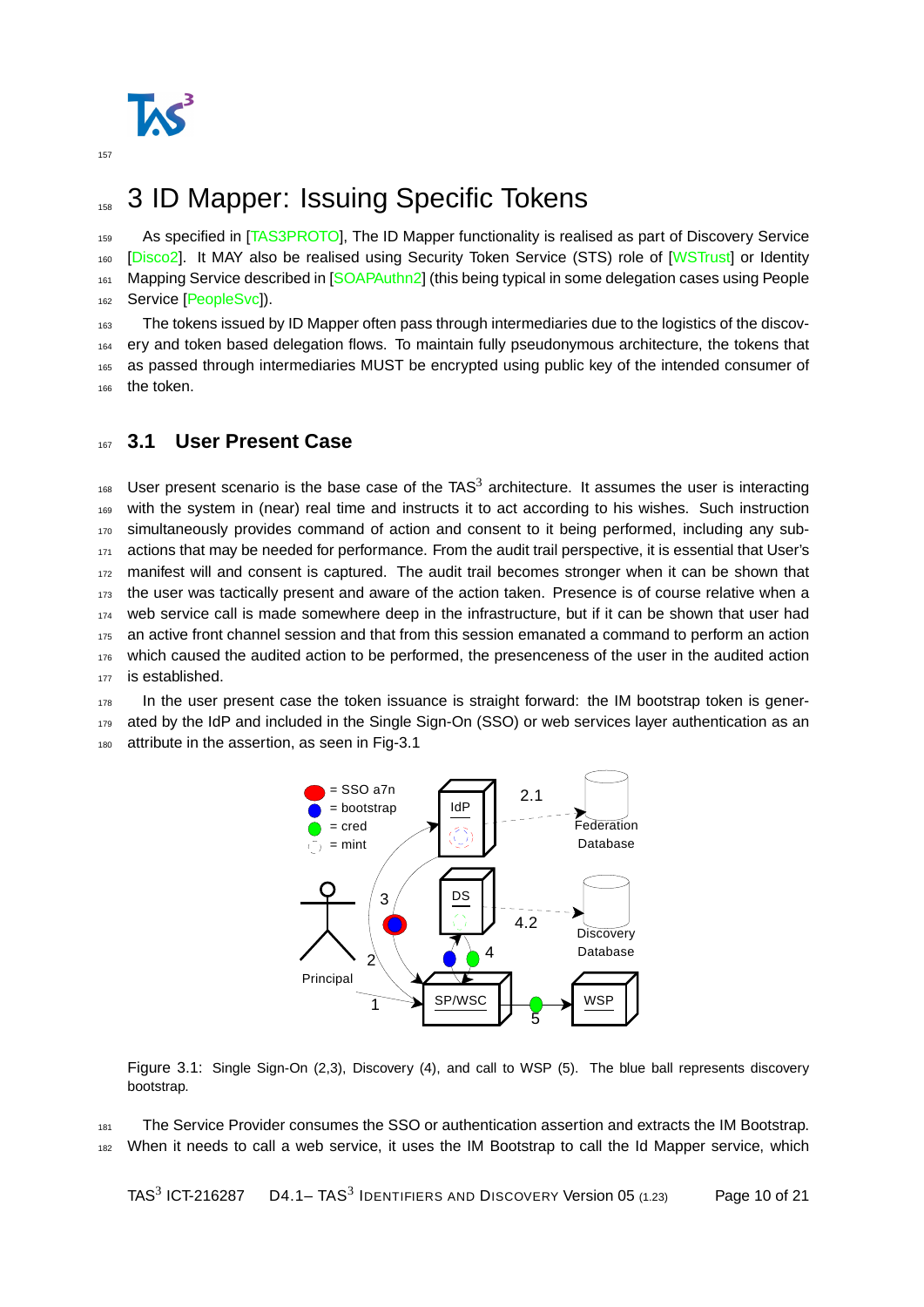# 3 ID Mapper: Issuing Specific Tokens

As specified in [TAS3PROTO], The ID Mapper functionality is realised as part of Discovery Service [Disco2]. It MAY also be realised using Security Token Service (STS) role of [WSTrust] or Identity Mapping Service described in [SOAPAuthn2] (this being typical in some delegation cases using People Service [PeopleSvc]).

The tokens issued by ID Mapper often pass through intermediaries due to the logistics of the discovery and token based delegation flows. To maintain fully pseudonymous architecture, the tokens that as passed through intermediaries MUST be encrypted using public key of the intended consumer of the token.

## 3.1 User Present Case

User present scenario is the base case of the TAS$^3$ architecture. It assumes the user is interacting with the system in (near) real time and instructs it to act according to his wishes. Such instruction simultaneously provides command of action and consent to it being performed, including any sub-actions that may be needed for performance. From the audit trail perspective, it is essential that User's manifest will and consent is captured. The audit trail becomes stronger when it can be shown that the user was tactically present and aware of the action taken. Presence is of course relative when a web service call is made somewhere deep in the infrastructure, but if it can be shown that user had an active front channel session and that from this session emanated a command to perform an action which caused the audited action to be performed, the presenceness of the user in the audited action is established.

In the user present case the token issuance is straight forward: the IM bootstrap token is generated by the IdP and included in the Single Sign-On (SSO) or web services layer authentication as an attribute in the assertion, as seen in Fig-3.1

Figure 3.1: Single Sign-On (2,3), Discovery (4), and call to WSP (5). The blue ball represents discovery bootstrap.

The Service Provider consumes the SSO or authentication assertion and extracts the IM Bootstrap. When it needs to call a web service, it uses the IM Bootstrap to call the Id Mapper service, which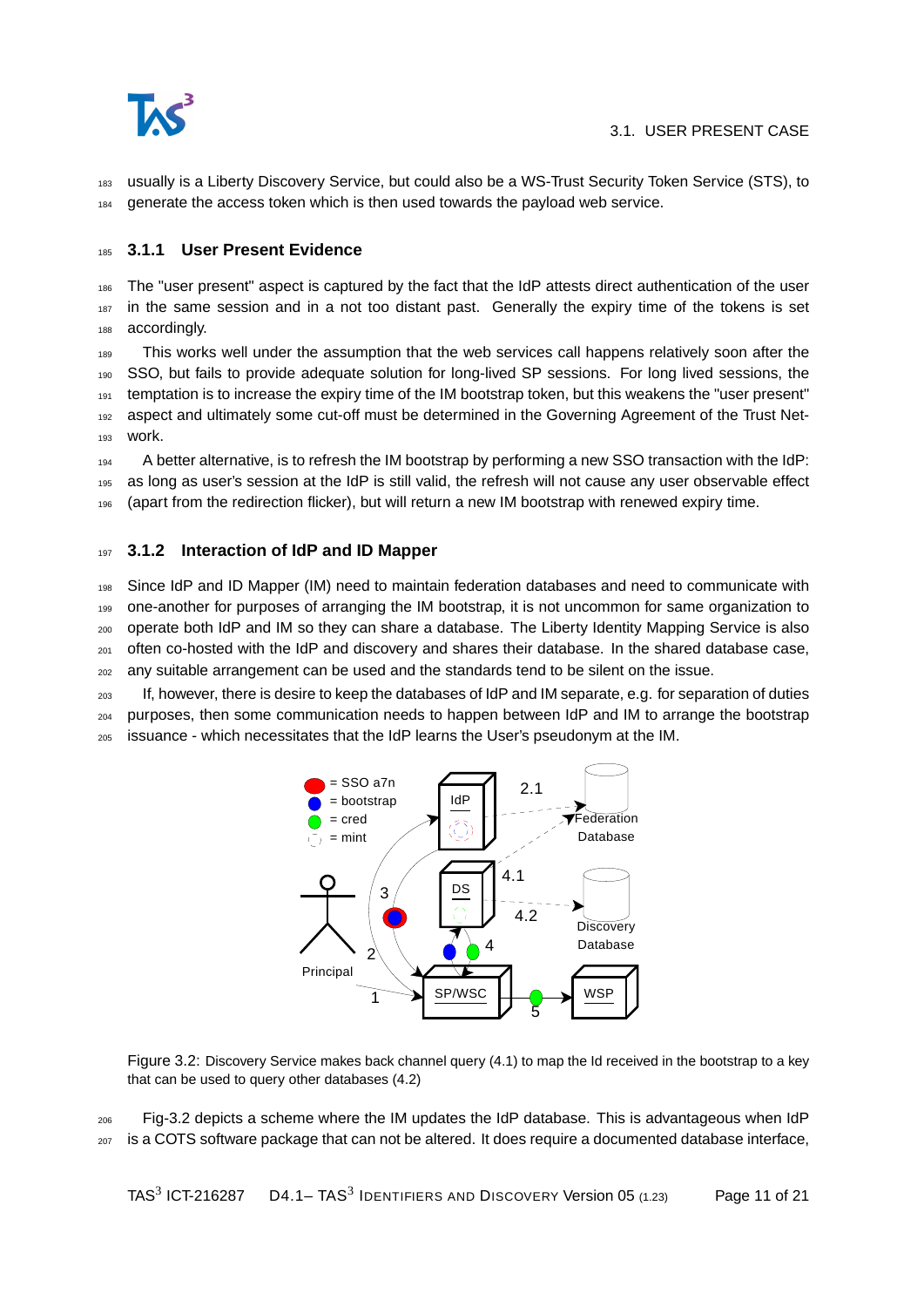usually is a Liberty Discovery Service, but could also be a WS-Trust Security Token Service (STS), to generate the access token which is then used towards the payload web service.

### 3.1.1 User Present Evidence

The "user present" aspect is captured by the fact that the IdP attests direct authentication of the user in the same session and in a not too distant past. Generally the expiry time of the tokens is set accordingly.

This works well under the assumption that the web services call happens relatively soon after the SSO, but fails to provide adequate solution for long-lived SP sessions. For long lived sessions, the temptation is to increase the expiry time of the IM bootstrap token, but this weakens the "user present" aspect and ultimately some cut-off must be determined in the Governing Agreement of the Trust Network.

A better alternative, is to refresh the IM bootstrap by performing a new SSO transaction with the IdP: as long as user's session at the IdP is still valid, the refresh will not cause any user observable effect (apart from the redirection flicker), but will return a new IM bootstrap with renewed expiry time.

### 3.1.2 Interaction of IdP and ID Mapper

Since IdP and ID Mapper (IM) need to maintain federation databases and need to communicate with one-another for purposes of arranging the IM bootstrap, it is not uncommon for same organization to operate both IdP and IM so they can share a database. The Liberty Identity Mapping Service is also often co-hosted with the IdP and discovery and shares their database. In the shared database case, any suitable arrangement can be used and the standards tend to be silent on the issue.

If, however, there is desire to keep the databases of IdP and IM separate, e.g. for separation of duties purposes, then some communication needs to happen between IdP and IM to arrange the bootstrap issuance - which necessitates that the IdP learns the User's pseudonym at the IM.

Figure 3.2: Discovery Service makes back channel query (4.1) to map the Id received in the bootstrap to a key that can be used to query other databases (4.2)

Fig-3.2 depicts a scheme where the IM updates the IdP database. This is advantageous when IdP is a COTS software package that can not be altered. It does require a documented database interface,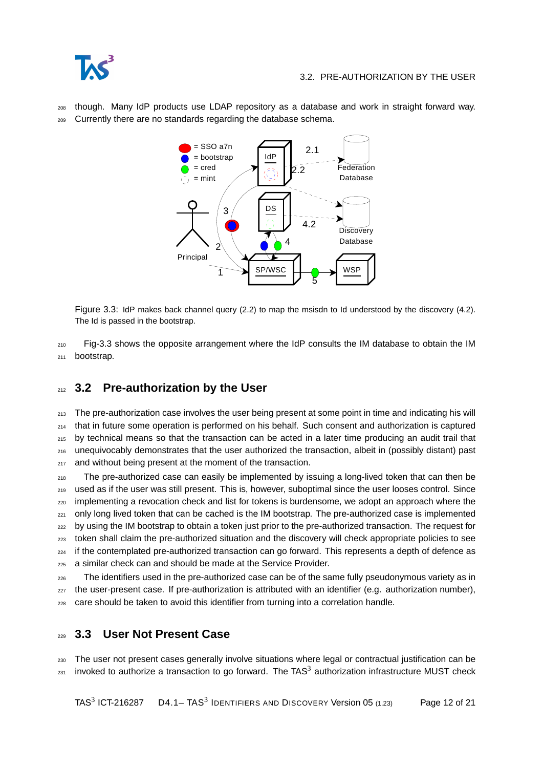though. Many IdP products use LDAP repository as a database and work in straight forward way. Currently there are no standards regarding the database schema.

Figure 3.3: IdP makes back channel query (2.2) to map the msisdn to Id understood by the discovery (4.2). The Id is passed in the bootstrap.

Fig-3.3 shows the opposite arrangement where the IdP consults the IM database to obtain the IM bootstrap.

## 3.2 Pre-authorization by the User

The pre-authorization case involves the user being present at some point in time and indicating his will that in future some operation is performed on his behalf. Such consent and authorization is captured by technical means so that the transaction can be acted in a later time producing an audit trail that unequivocably demonstrates that the user authorized the transaction, albeit in (possibly distant) past and without being present at the moment of the transaction.

The pre-authorized case can easily be implemented by issuing a long-lived token that can then be used as if the user was still present. This is, however, suboptimal since the user looses control. Since implementing a revocation check and list for tokens is burdensome, we adopt an approach where the only long lived token that can be cached is the IM bootstrap. The pre-authorized case is implemented by using the IM bootstrap to obtain a token just prior to the pre-authorized transaction. The request for token shall claim the pre-authorized situation and the discovery will check appropriate policies to see if the contemplated pre-authorized transaction can go forward. This represents a depth of defence as a similar check can and should be made at the Service Provider.

The identifiers used in the pre-authorized case can be of the same fully pseudonymous variety as in the user-present case. If pre-authorization is attributed with an identifier (e.g. authorization number), care should be taken to avoid this identifier from turning into a correlation handle.

## 3.3 User Not Present Case

The user not present cases generally involve situations where legal or contractual justification can be invoked to authorize a transaction to go forward. The TAS[3] authorization infrastructure MUST check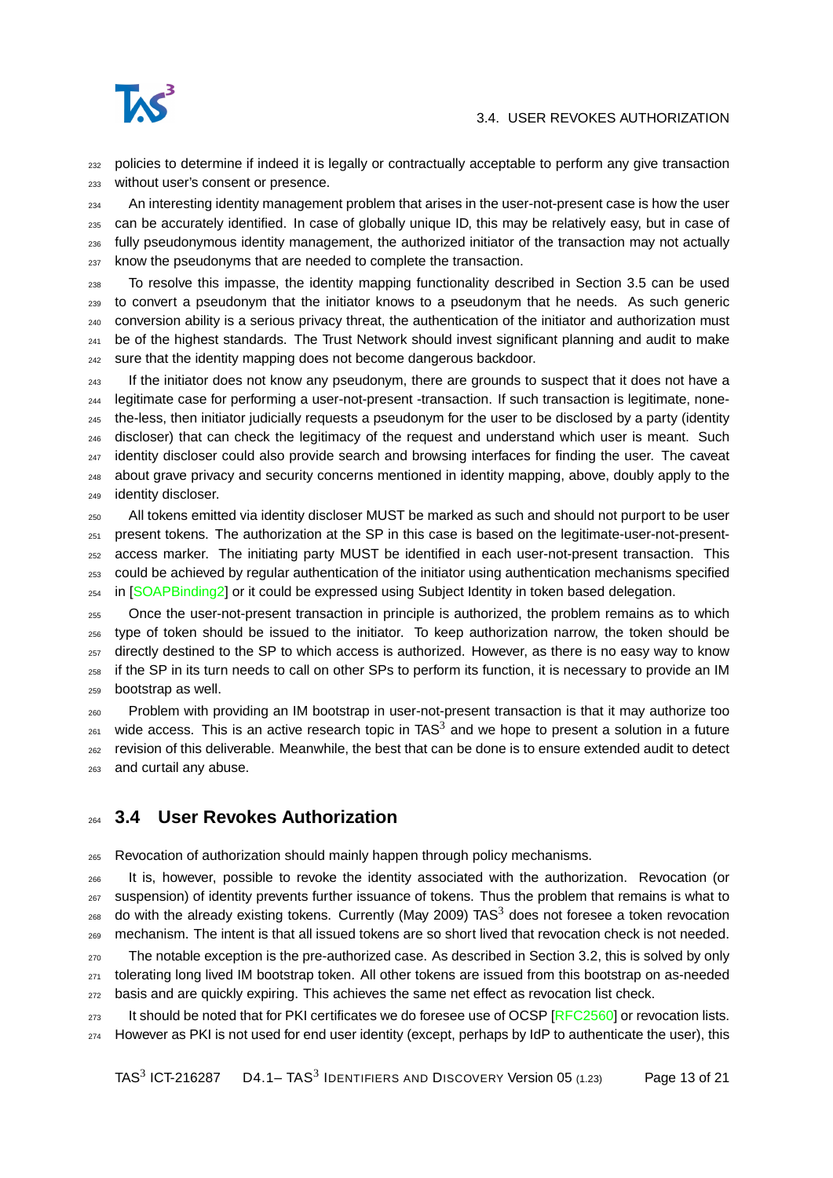policies to determine if indeed it is legally or contractually acceptable to perform any give transaction without user's consent or presence.

An interesting identity management problem that arises in the user-not-present case is how the user can be accurately identified. In case of globally unique ID, this may be relatively easy, but in case of fully pseudonymous identity management, the authorized initiator of the transaction may not actually know the pseudonyms that are needed to complete the transaction.

To resolve this impasse, the identity mapping functionality described in Section 3.5 can be used to convert a pseudonym that the initiator knows to a pseudonym that he needs. As such generic conversion ability is a serious privacy threat, the authentication of the initiator and authorization must be of the highest standards. The Trust Network should invest significant planning and audit to make sure that the identity mapping does not become dangerous backdoor.

If the initiator does not know any pseudonym, there are grounds to suspect that it does not have a legitimate case for performing a user-not-present -transaction. If such transaction is legitimate, none-the-less, then initiator judicially requests a pseudonym for the user to be disclosed by a party (identity discloser) that can check the legitimacy of the request and understand which user is meant. Such identity discloser could also provide search and browsing interfaces for finding the user. The caveat about grave privacy and security concerns mentioned in identity mapping, above, doubly apply to the identity discloser.

All tokens emitted via identity discloser MUST be marked as such and should not purport to be user present tokens. The authorization at the SP in this case is based on the legitimate-user-not-present-access marker. The initiating party MUST be identified in each user-not-present transaction. This could be achieved by regular authentication of the initiator using authentication mechanisms specified in [SOAPBinding2] or it could be expressed using Subject Identity in token based delegation.

Once the user-not-present transaction in principle is authorized, the problem remains as to which type of token should be issued to the initiator. To keep authorization narrow, the token should be directly destined to the SP to which access is authorized. However, as there is no easy way to know if the SP in its turn needs to call on other SPs to perform its function, it is necessary to provide an IM bootstrap as well.

Problem with providing an IM bootstrap in user-not-present transaction is that it may authorize too wide access. This is an active research topic in TAS$^3$ and we hope to present a solution in a future revision of this deliverable. Meanwhile, the best that can be done is to ensure extended audit to detect and curtail any abuse.

## 3.4 User Revokes Authorization

Revocation of authorization should mainly happen through policy mechanisms.

It is, however, possible to revoke the identity associated with the authorization. Revocation (or suspension) of identity prevents further issuance of tokens. Thus the problem that remains is what to do with the already existing tokens. Currently (May 2009) TAS$^3$ does not foresee a token revocation mechanism. The intent is that all issued tokens are so short lived that revocation check is not needed.

The notable exception is the pre-authorized case. As described in Section 3.2, this is solved by only tolerating long lived IM bootstrap token. All other tokens are issued from this bootstrap on as-needed basis and are quickly expiring. This achieves the same net effect as revocation list check.

It should be noted that for PKI certificates we do foresee use of OCSP [RFC2560] or revocation lists. However as PKI is not used for end user identity (except, perhaps by IdP to authenticate the user), this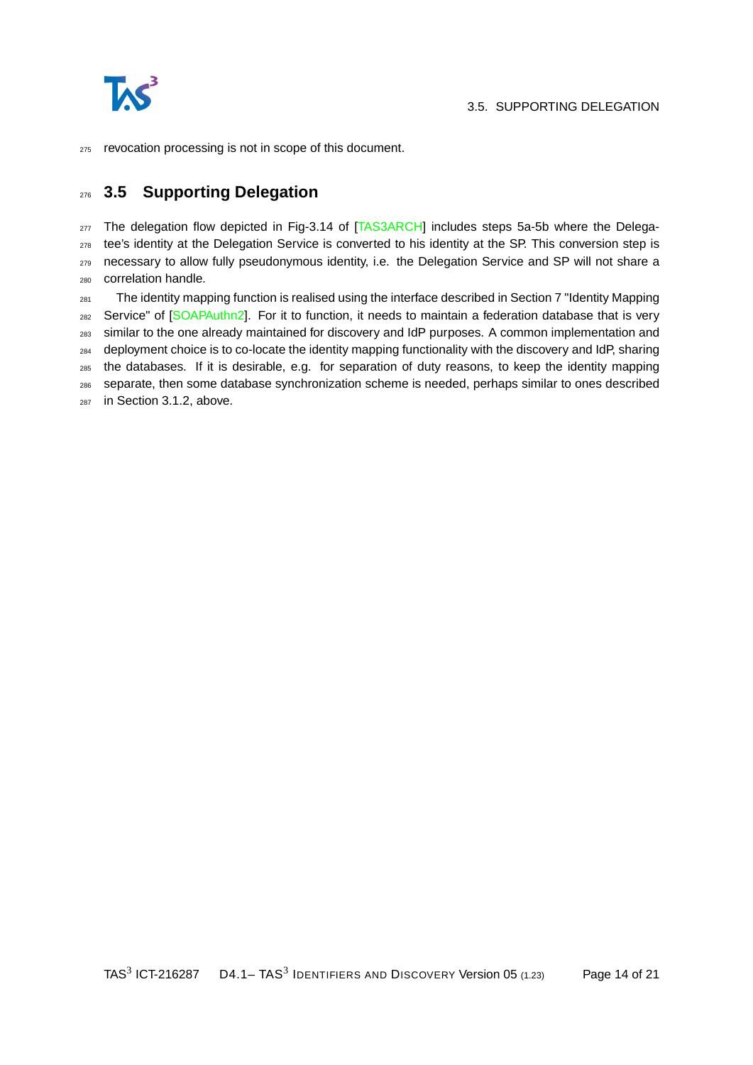revocation processing is not in scope of this document.

## 3.5 Supporting Delegation

The delegation flow depicted in Fig-3.14 of [TAS3ARCH] includes steps 5a-5b where the Delegatee's identity at the Delegation Service is converted to his identity at the SP. This conversion step is necessary to allow fully pseudonymous identity, i.e. the Delegation Service and SP will not share a correlation handle.

The identity mapping function is realised using the interface described in Section 7 "Identity Mapping Service" of [SOAPAuthn2]. For it to function, it needs to maintain a federation database that is very similar to the one already maintained for discovery and IdP purposes. A common implementation and deployment choice is to co-locate the identity mapping functionality with the discovery and IdP, sharing the databases. If it is desirable, e.g. for separation of duty reasons, to keep the identity mapping separate, then some database synchronization scheme is needed, perhaps similar to ones described in Section 3.1.2, above.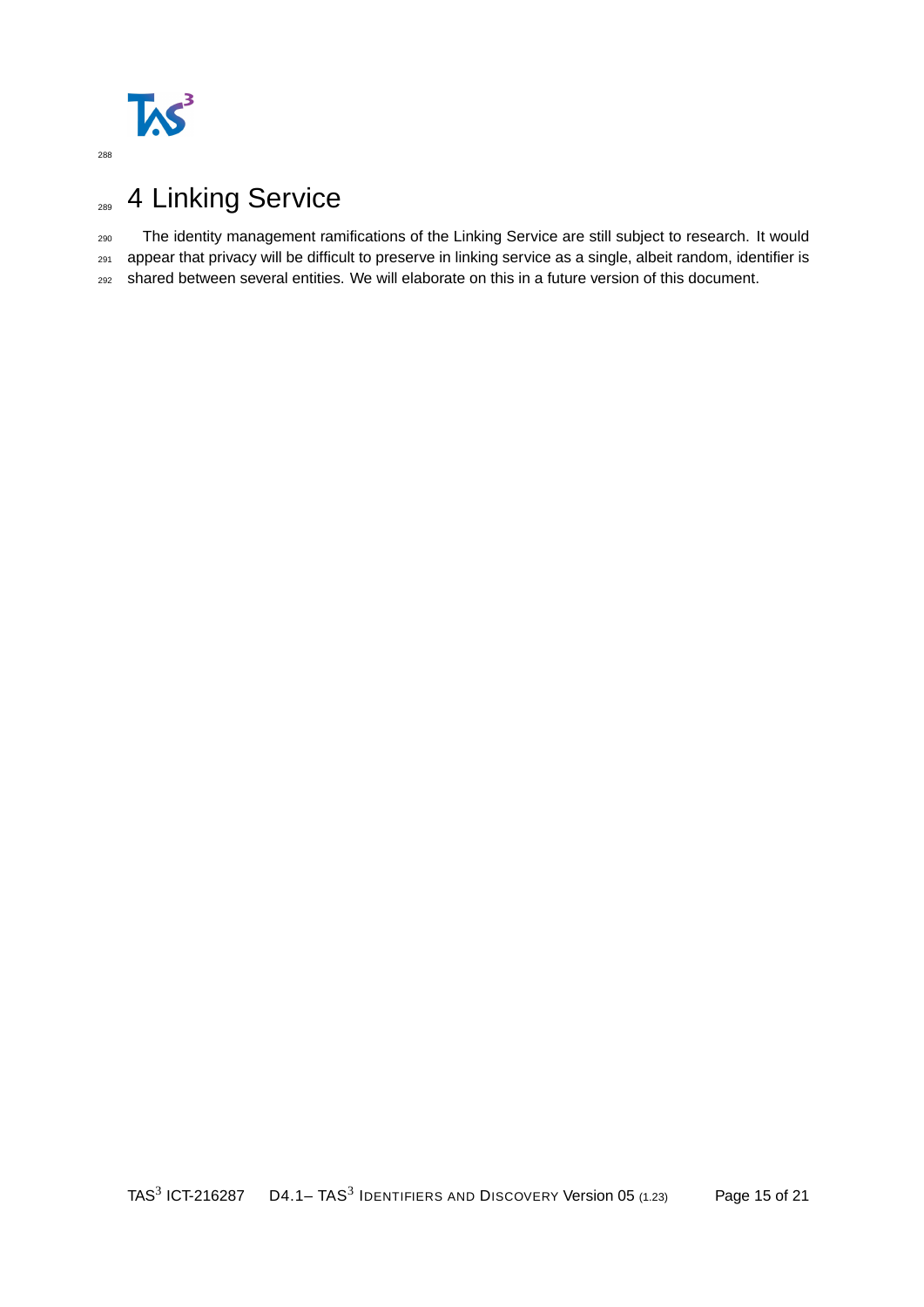# 4 Linking Service

The identity management ramifications of the Linking Service are still subject to research. It would appear that privacy will be difficult to preserve in linking service as a single, albeit random, identifier is shared between several entities. We will elaborate on this in a future version of this document.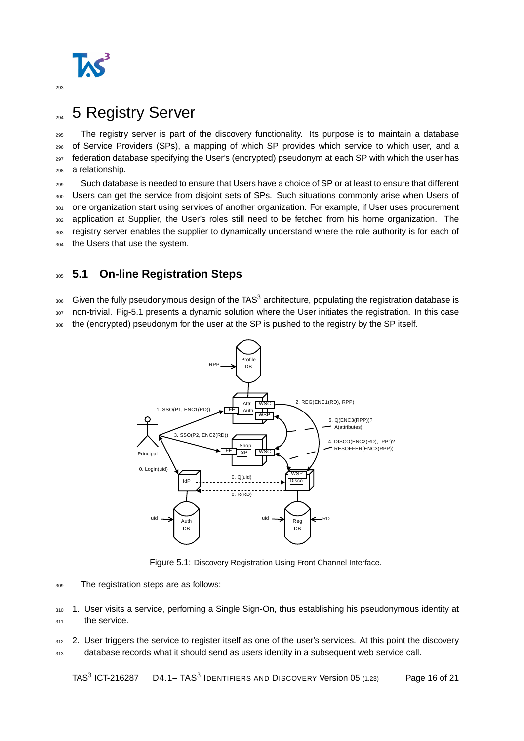# 5 Registry Server

The registry server is part of the discovery functionality. Its purpose is to maintain a database of Service Providers (SPs), a mapping of which SP provides which service to which user, and a federation database specifying the User's (encrypted) pseudonym at each SP with which the user has a relationship.

Such database is needed to ensure that Users have a choice of SP or at least to ensure that different Users can get the service from disjoint sets of SPs. Such situations commonly arise when Users of one organization start using services of another organization. For example, if User uses procurement application at Supplier, the User's roles still need to be fetched from his home organization. The registry server enables the supplier to dynamically understand where the role authority is for each of the Users that use the system.

## 5.1 On-line Registration Steps

Given the fully pseudonymous design of the TAS[3] architecture, populating the registration database is non-trivial. Fig-5.1 presents a dynamic solution where the User initiates the registration. In this case the (encrypted) pseudonym for the user at the SP is pushed to the registry by the SP itself.

Figure 5.1: Discovery Registration Using Front Channel Interface.

The registration steps are as follows:

1. User visits a service, perfoming a Single Sign-On, thus establishing his pseudonymous identity at the service.
2. User triggers the service to register itself as one of the user's services. At this point the discovery database records what it should send as users identity in a subsequent web service call.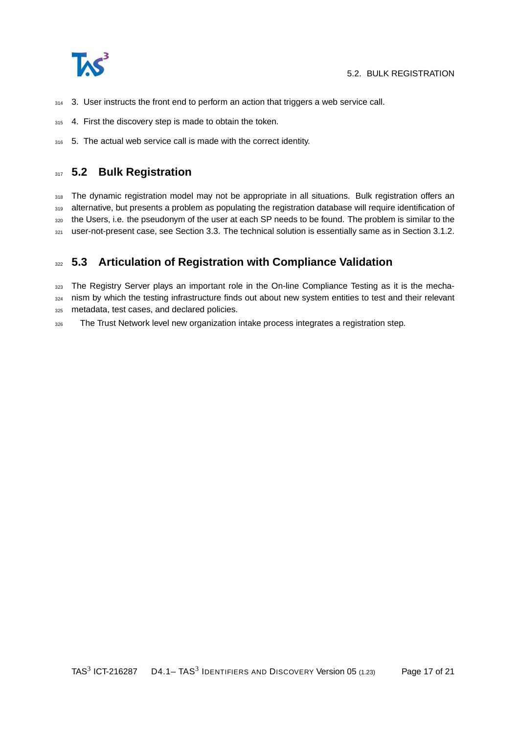3. User instructs the front end to perform an action that triggers a web service call.
4. First the discovery step is made to obtain the token.
5. The actual web service call is made with the correct identity.

## 5.2 Bulk Registration

The dynamic registration model may not be appropriate in all situations. Bulk registration offers an alternative, but presents a problem as populating the registration database will require identification of the Users, i.e. the pseudonym of the user at each SP needs to be found. The problem is similar to the user-not-present case, see Section 3.3. The technical solution is essentially same as in Section 3.1.2.

## 5.3 Articulation of Registration with Compliance Validation

The Registry Server plays an important role in the On-line Compliance Testing as it is the mechanism by which the testing infrastructure finds out about new system entities to test and their relevant metadata, test cases, and declared policies.

The Trust Network level new organization intake process integrates a registration step.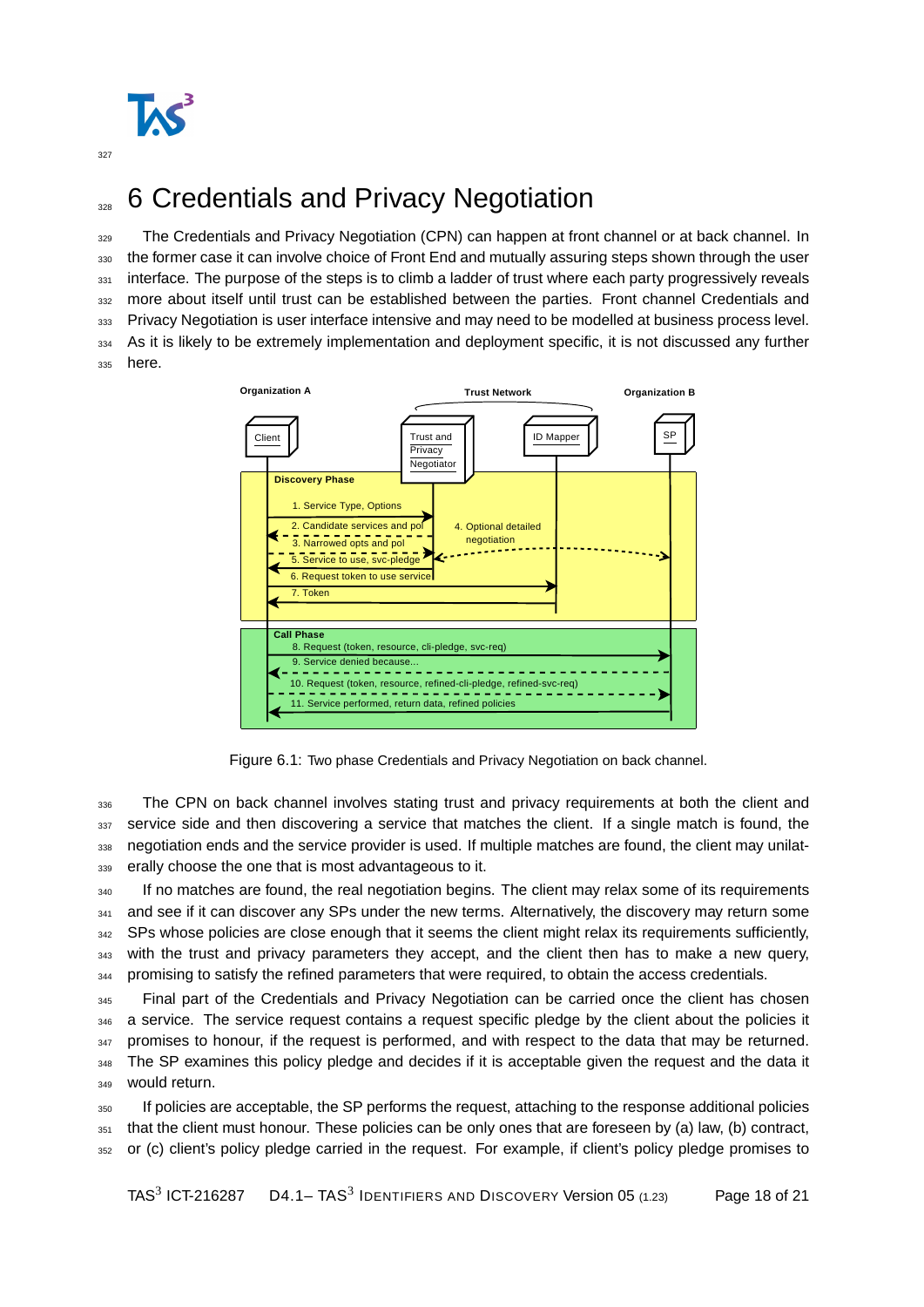# 6 Credentials and Privacy Negotiation

The Credentials and Privacy Negotiation (CPN) can happen at front channel or at back channel. In the former case it can involve choice of Front End and mutually assuring steps shown through the user interface. The purpose of the steps is to climb a ladder of trust where each party progressively reveals more about itself until trust can be established between the parties. Front channel Credentials and Privacy Negotiation is user interface intensive and may need to be modelled at business process level. As it is likely to be extremely implementation and deployment specific, it is not discussed any further here.

Figure 6.1: Two phase Credentials and Privacy Negotiation on back channel.

The CPN on back channel involves stating trust and privacy requirements at both the client and service side and then discovering a service that matches the client. If a single match is found, the negotiation ends and the service provider is used. If multiple matches are found, the client may unilaterally choose the one that is most advantageous to it.

If no matches are found, the real negotiation begins. The client may relax some of its requirements and see if it can discover any SPs under the new terms. Alternatively, the discovery may return some SPs whose policies are close enough that it seems the client might relax its requirements sufficiently, with the trust and privacy parameters they accept, and the client then has to make a new query, promising to satisfy the refined parameters that were required, to obtain the access credentials.

Final part of the Credentials and Privacy Negotiation can be carried once the client has chosen a service. The service request contains a request specific pledge by the client about the policies it promises to honour, if the request is performed, and with respect to the data that may be returned. The SP examines this policy pledge and decides if it is acceptable given the request and the data it would return.

If policies are acceptable, the SP performs the request, attaching to the response additional policies that the client must honour. These policies can be only ones that are foreseen by (a) law, (b) contract, or (c) client's policy pledge carried in the request. For example, if client's policy pledge promises to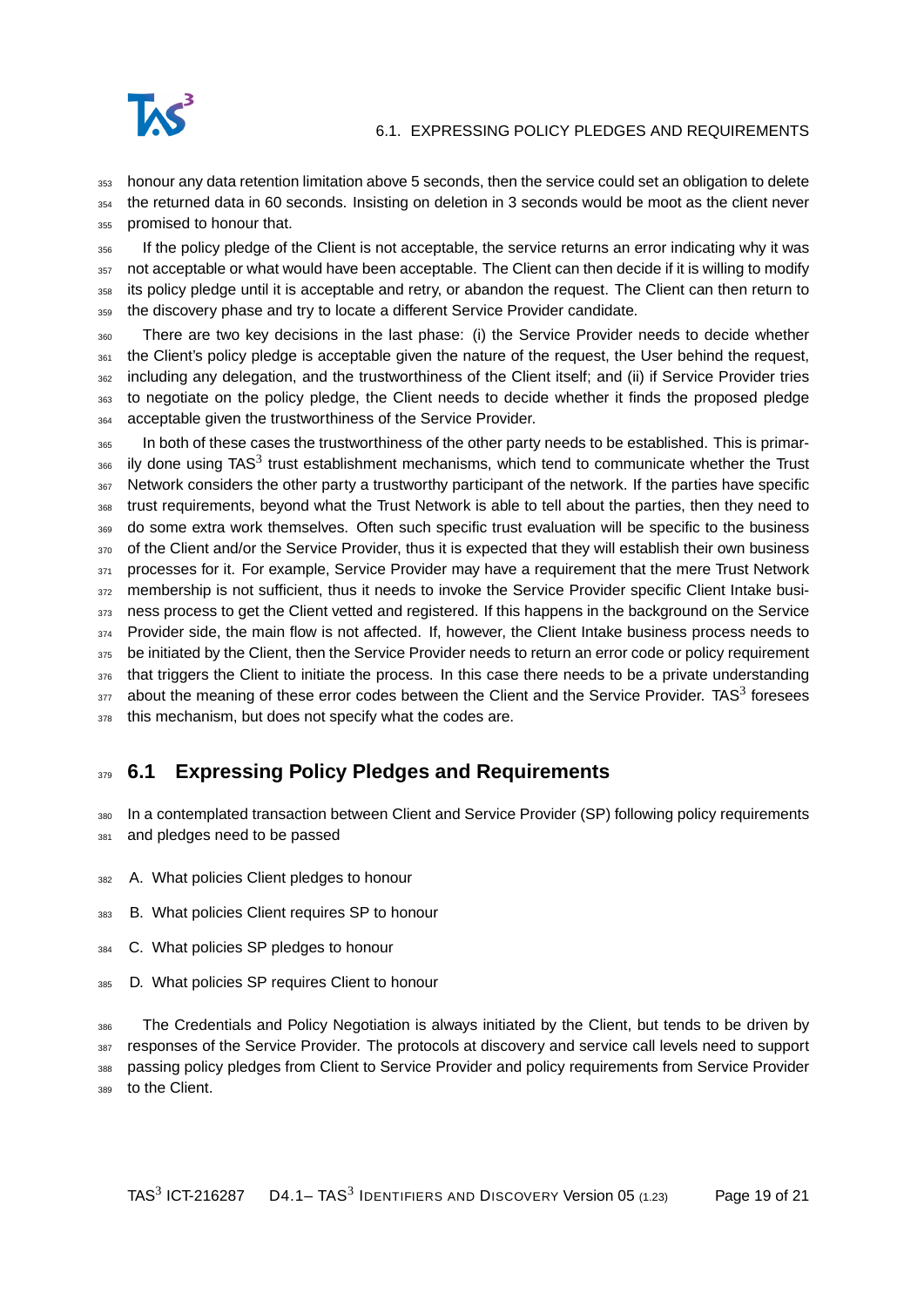honour any data retention limitation above 5 seconds, then the service could set an obligation to delete the returned data in 60 seconds. Insisting on deletion in 3 seconds would be moot as the client never promised to honour that.

If the policy pledge of the Client is not acceptable, the service returns an error indicating why it was not acceptable or what would have been acceptable. The Client can then decide if it is willing to modify its policy pledge until it is acceptable and retry, or abandon the request. The Client can then return to the discovery phase and try to locate a different Service Provider candidate.

There are two key decisions in the last phase: (i) the Service Provider needs to decide whether the Client's policy pledge is acceptable given the nature of the request, the User behind the request, including any delegation, and the trustworthiness of the Client itself; and (ii) if Service Provider tries to negotiate on the policy pledge, the Client needs to decide whether it finds the proposed pledge acceptable given the trustworthiness of the Service Provider.

In both of these cases the trustworthiness of the other party needs to be established. This is primarily done using TAS$^3$ trust establishment mechanisms, which tend to communicate whether the Trust Network considers the other party a trustworthy participant of the network. If the parties have specific trust requirements, beyond what the Trust Network is able to tell about the parties, then they need to do some extra work themselves. Often such specific trust evaluation will be specific to the business of the Client and/or the Service Provider, thus it is expected that they will establish their own business processes for it. For example, Service Provider may have a requirement that the mere Trust Network membership is not sufficient, thus it needs to invoke the Service Provider specific Client Intake business process to get the Client vetted and registered. If this happens in the background on the Service Provider side, the main flow is not affected. If, however, the Client Intake business process needs to be initiated by the Client, then the Service Provider needs to return an error code or policy requirement that triggers the Client to initiate the process. In this case there needs to be a private understanding about the meaning of these error codes between the Client and the Service Provider. TAS$^3$ foresees this mechanism, but does not specify what the codes are.

## 6.1 Expressing Policy Pledges and Requirements

In a contemplated transaction between Client and Service Provider (SP) following policy requirements and pledges need to be passed

A. What policies Client pledges to honour

B. What policies Client requires SP to honour

C. What policies SP pledges to honour

D. What policies SP requires Client to honour

The Credentials and Policy Negotiation is always initiated by the Client, but tends to be driven by responses of the Service Provider. The protocols at discovery and service call levels need to support passing policy pledges from Client to Service Provider and policy requirements from Service Provider to the Client.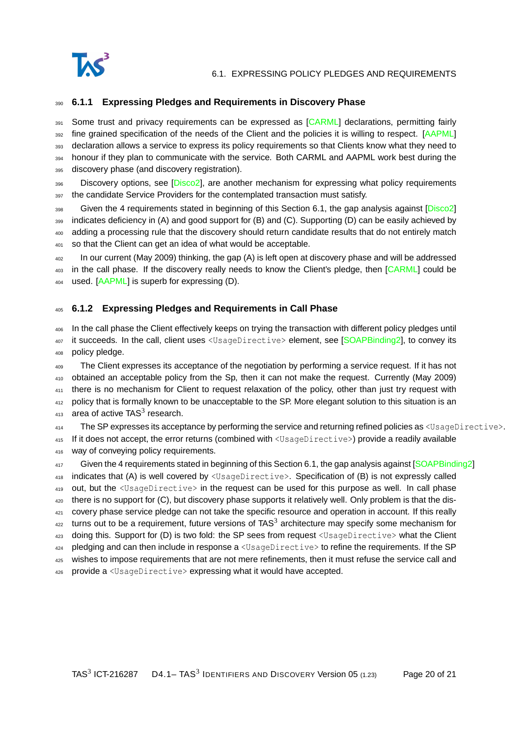### 6.1.1 Expressing Pledges and Requirements in Discovery Phase

Some trust and privacy requirements can be expressed as [CARML] declarations, permitting fairly fine grained specification of the needs of the Client and the policies it is willing to respect. [AAPML] declaration allows a service to express its policy requirements so that Clients know what they need to honour if they plan to communicate with the service. Both CARML and AAPML work best during the discovery phase (and discovery registration).

Discovery options, see [Disco2], are another mechanism for expressing what policy requirements the candidate Service Providers for the contemplated transaction must satisfy.

Given the 4 requirements stated in beginning of this Section 6.1, the gap analysis against [Disco2] indicates deficiency in (A) and good support for (B) and (C). Supporting (D) can be easily achieved by adding a processing rule that the discovery should return candidate results that do not entirely match so that the Client can get an idea of what would be acceptable.

In our current (May 2009) thinking, the gap (A) is left open at discovery phase and will be addressed in the call phase. If the discovery really needs to know the Client's pledge, then [CARML] could be used. [AAPML] is superb for expressing (D).

### 6.1.2 Expressing Pledges and Requirements in Call Phase

In the call phase the Client effectively keeps on trying the transaction with different policy pledges until it succeeds. In the call, client uses `<UsageDirective>` element, see [SOAPBinding2], to convey its policy pledge.

The Client expresses its acceptance of the negotiation by performing a service request. If it has not obtained an acceptable policy from the Sp, then it can not make the request. Currently (May 2009) there is no mechanism for Client to request relaxation of the policy, other than just try request with policy that is formally known to be unacceptable to the SP. More elegant solution to this situation is an area of active TAS$^3$ research.

The SP expresses its acceptance by performing the service and returning refined policies as `<UsageDirective>`. If it does not accept, the error returns (combined with `<UsageDirective>`) provide a readily available way of conveying policy requirements.

Given the 4 requirements stated in beginning of this Section 6.1, the gap analysis against [SOAPBinding2] indicates that (A) is well covered by `<UsageDirective>`. Specification of (B) is not expressly called out, but the `<UsageDirective>` in the request can be used for this purpose as well. In call phase there is no support for (C), but discovery phase supports it relatively well. Only problem is that the discovery phase service pledge can not take the specific resource and operation in account. If this really turns out to be a requirement, future versions of TAS$^3$ architecture may specify some mechanism for doing this. Support for (D) is two fold: the SP sees from request `<UsageDirective>` what the Client pledging and can then include in response a `<UsageDirective>` to refine the requirements. If the SP wishes to impose requirements that are not mere refinements, then it must refuse the service call and provide a `<UsageDirective>` expressing what it would have accepted.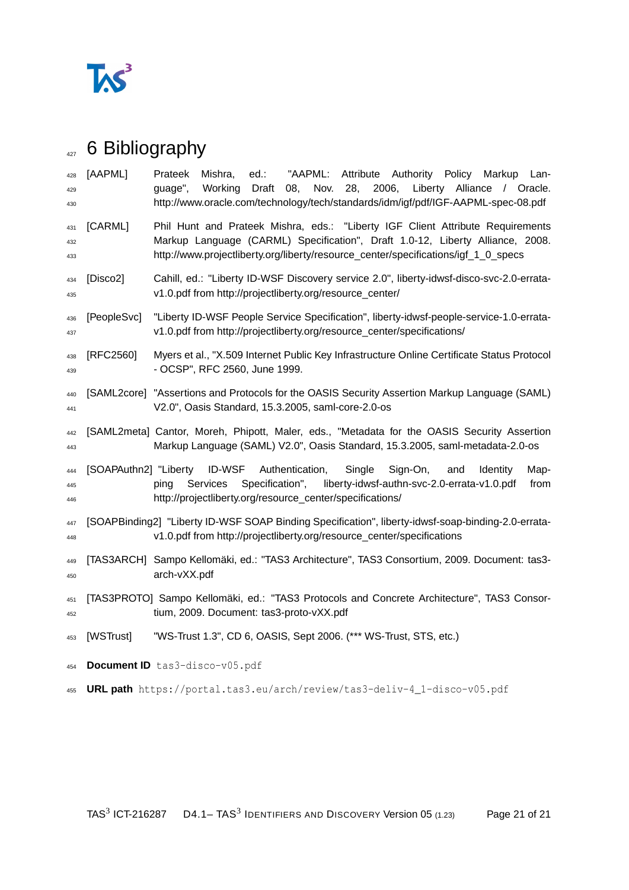# 6 Bibliography

[AAPML] Prateek Mishra, ed.: "AAPML: Attribute Authority Policy Markup Language", Working Draft 08, Nov. 28, 2006, Liberty Alliance / Oracle. http://www.oracle.com/technology/tech/standards/idm/igf/pdf/IGF-AAPML-spec-08.pdf

[CARML] Phil Hunt and Prateek Mishra, eds.: "Liberty IGF Client Attribute Requirements Markup Language (CARML) Specification", Draft 1.0-12, Liberty Alliance, 2008. http://www.projectliberty.org/liberty/resource_center/specifications/igf_1_0_specs

[Disco2] Cahill, ed.: "Liberty ID-WSF Discovery service 2.0", liberty-idwsf-disco-svc-2.0-errata-v1.0.pdf from http://projectliberty.org/resource_center/

[PeopleSvc] "Liberty ID-WSF People Service Specification", liberty-idwsf-people-service-1.0-errata-v1.0.pdf from http://projectliberty.org/resource_center/specifications/

[RFC2560] Myers et al., "X.509 Internet Public Key Infrastructure Online Certificate Status Protocol - OCSP", RFC 2560, June 1999.

[SAML2core] "Assertions and Protocols for the OASIS Security Assertion Markup Language (SAML) V2.0", Oasis Standard, 15.3.2005, saml-core-2.0-os

[SAML2meta] Cantor, Moreh, Phipott, Maler, eds., "Metadata for the OASIS Security Assertion Markup Language (SAML) V2.0", Oasis Standard, 15.3.2005, saml-metadata-2.0-os

[SOAPAuthn2] "Liberty ID-WSF Authentication, Single Sign-On, and Identity Mapping Services Specification", liberty-idwsf-authn-svc-2.0-errata-v1.0.pdf from http://projectliberty.org/resource_center/specifications/

[SOAPBinding2] "Liberty ID-WSF SOAP Binding Specification", liberty-idwsf-soap-binding-2.0-errata-v1.0.pdf from http://projectliberty.org/resource_center/specifications

[TAS3ARCH] Sampo Kellomäki, ed.: "TAS3 Architecture", TAS3 Consortium, 2009. Document: tas3-arch-vXX.pdf

[TAS3PROTO] Sampo Kellomäki, ed.: "TAS3 Protocols and Concrete Architecture", TAS3 Consortium, 2009. Document: tas3-proto-vXX.pdf

[WSTrust] "WS-Trust 1.3", CD 6, OASIS, Sept 2006. (*** WS-Trust, STS, etc.)

**Document ID** `tas3-disco-v05.pdf`

**URL path** `https://portal.tas3.eu/arch/review/tas3-deliv-4_1-disco-v05.pdf`